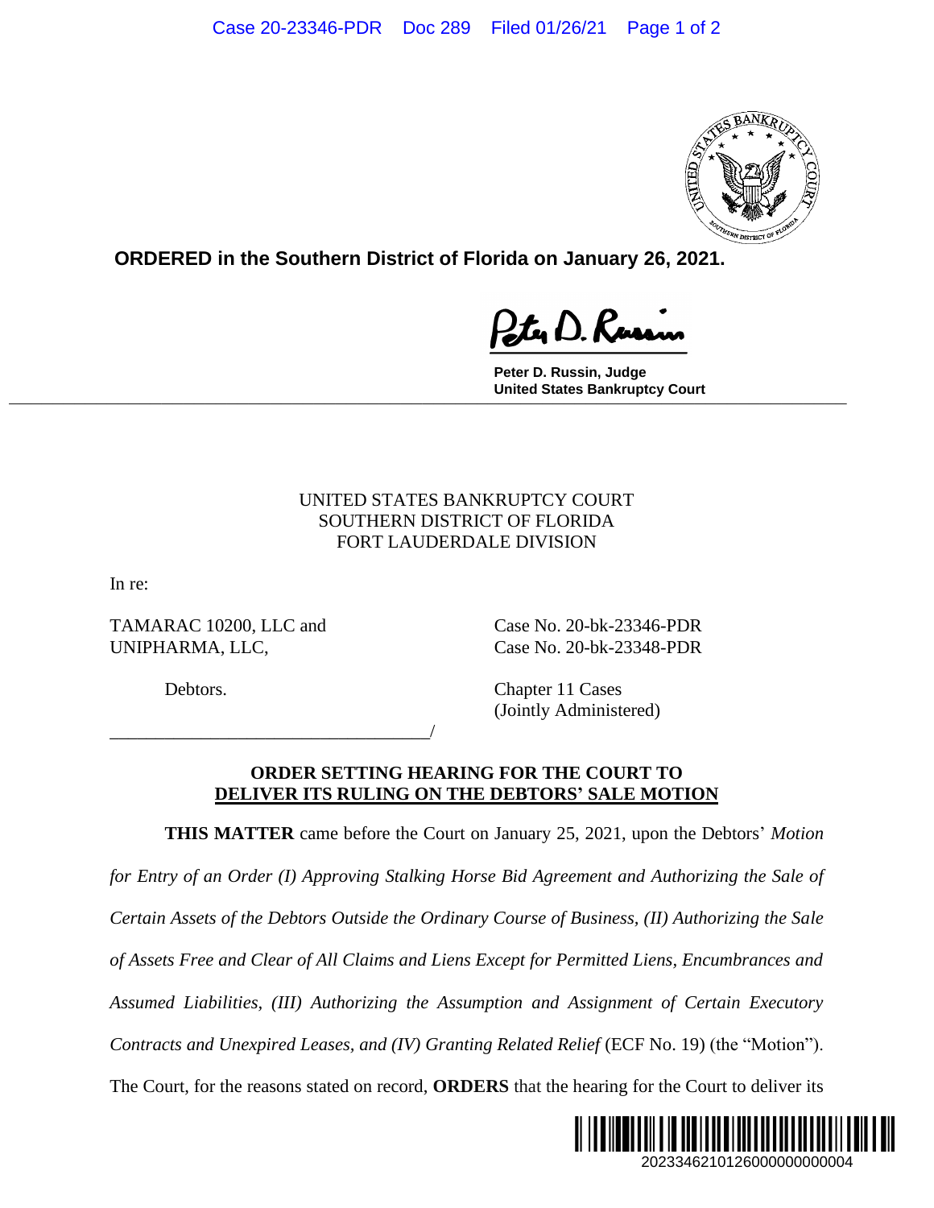**ORDERED in the Southern District of Florida on January 26, 2021.**

Peter D. Russin, Judge
United States Bankruptcy Court

UNITED STATES BANKRUPTCY COURT
SOUTHERN DISTRICT OF FLORIDA
FORT LAUDERDALE DIVISION

In re:

TAMARAC 10200, LLC and UNIPHARMA, LLC,

Debtors.

Case No. 20-bk-23346-PDR
Case No. 20-bk-23348-PDR

Chapter 11 Cases
(Jointly Administered)

_____________________________________/

**ORDER SETTING HEARING FOR THE COURT TO DELIVER ITS RULING ON THE DEBTORS' SALE MOTION**

**THIS MATTER** came before the Court on January 25, 2021, upon the Debtors' *Motion for Entry of an Order (I) Approving Stalking Horse Bid Agreement and Authorizing the Sale of Certain Assets of the Debtors Outside the Ordinary Course of Business, (II) Authorizing the Sale of Assets Free and Clear of All Claims and Liens Except for Permitted Liens, Encumbrances and Assumed Liabilities, (III) Authorizing the Assumption and Assignment of Certain Executory Contracts and Unexpired Leases, and (IV) Granting Related Relief* (ECF No. 19) (the "Motion"). The Court, for the reasons stated on record, **ORDERS** that the hearing for the Court to deliver its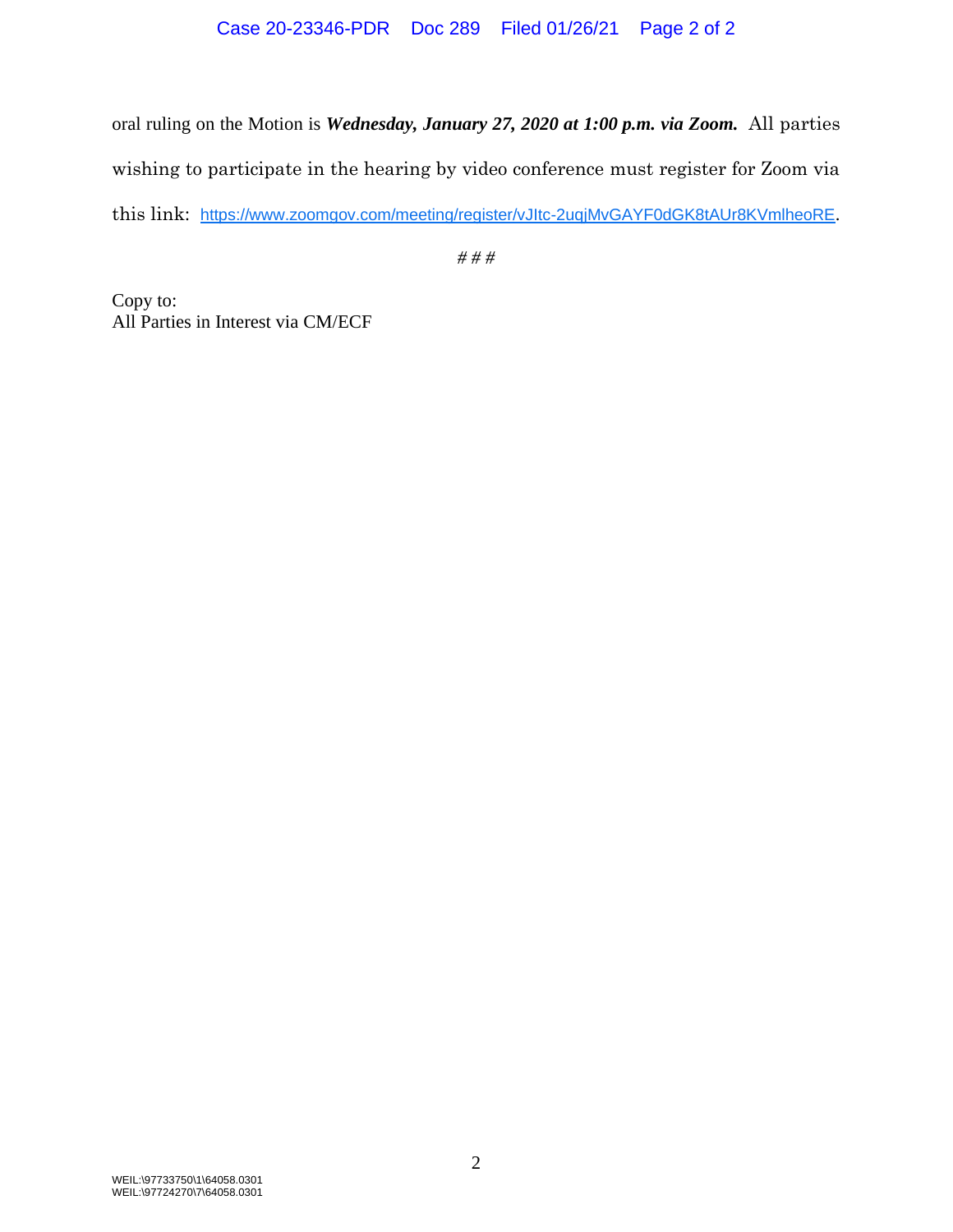oral ruling on the Motion is ***Wednesday, January 27, 2020 at 1:00 p.m. via Zoom.*** All parties wishing to participate in the hearing by video conference must register for Zoom via this link: https://www.zoomgov.com/meeting/register/vJItc-2uqjMvGAYF0dGK8tAUr8KVmlheoRE.

# # #

Copy to:
All Parties in Interest via CM/ECF

WEIL:\97733750\1\64058.0301
WEIL:\97724270\7\64058.0301